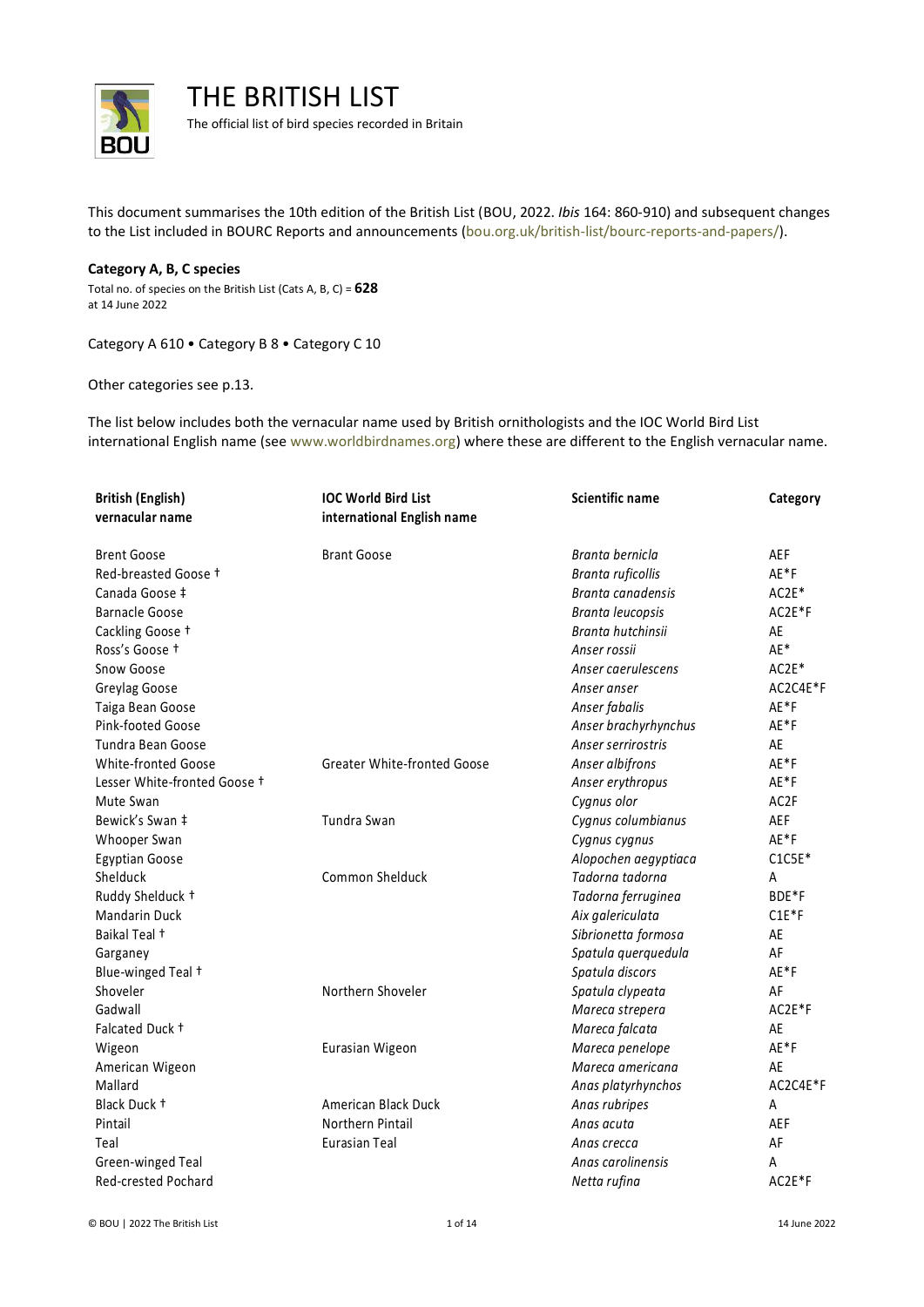# THE BRITISH LIST

The official list of bird species recorded in Britain

This document summarises the 10th edition of the British List (BOU, 2022. *Ibis* 164: 860-910) and subsequent changes to the List included in BOURC Reports and announcements (bou.org.uk/british-list/bourc-reports-and-papers/).

**Category A, B, C species**

Total no. of species on the British List (Cats A, B, C) = **628**
at 14 June 2022

Category A 610 • Category B 8 • Category C 10

Other categories see p.13.

The list below includes both the vernacular name used by British ornithologists and the IOC World Bird List international English name (see www.worldbirdnames.org) where these are different to the English vernacular name.

| British (English) vernacular name | IOC World Bird List international English name | Scientific name | Category |
|---|---|---|---|
| Brent Goose | Brant Goose | *Branta bernicla* | AEF |
| Red-breasted Goose † | | *Branta ruficollis* | AE*F |
| Canada Goose ‡ | | *Branta canadensis* | AC2E* |
| Barnacle Goose | | *Branta leucopsis* | AC2E*F |
| Cackling Goose † | | *Branta hutchinsii* | AE |
| Ross's Goose † | | *Anser rossii* | AE* |
| Snow Goose | | *Anser caerulescens* | AC2E* |
| Greylag Goose | | *Anser anser* | AC2C4E*F |
| Taiga Bean Goose | | *Anser fabalis* | AE*F |
| Pink-footed Goose | | *Anser brachyrhynchus* | AE*F |
| Tundra Bean Goose | | *Anser serrirostris* | AE |
| White-fronted Goose | Greater White-fronted Goose | *Anser albifrons* | AE*F |
| Lesser White-fronted Goose † | | *Anser erythropus* | AE*F |
| Mute Swan | | *Cygnus olor* | AC2F |
| Bewick's Swan ‡ | Tundra Swan | *Cygnus columbianus* | AEF |
| Whooper Swan | | *Cygnus cygnus* | AE*F |
| Egyptian Goose | | *Alopochen aegyptiaca* | C1C5E* |
| Shelduck | Common Shelduck | *Tadorna tadorna* | A |
| Ruddy Shelduck † | | *Tadorna ferruginea* | BDE*F |
| Mandarin Duck | | *Aix galericulata* | C1E*F |
| Baikal Teal † | | *Sibrionetta formosa* | AE |
| Garganey | | *Spatula querquedula* | AF |
| Blue-winged Teal † | | *Spatula discors* | AE*F |
| Shoveler | Northern Shoveler | *Spatula clypeata* | AF |
| Gadwall | | *Mareca strepera* | AC2E*F |
| Falcated Duck † | | *Mareca falcata* | AE |
| Wigeon | Eurasian Wigeon | *Mareca penelope* | AE*F |
| American Wigeon | | *Mareca americana* | AE |
| Mallard | | *Anas platyrhynchos* | AC2C4E*F |
| Black Duck † | American Black Duck | *Anas rubripes* | A |
| Pintail | Northern Pintail | *Anas acuta* | AEF |
| Teal | Eurasian Teal | *Anas crecca* | AF |
| Green-winged Teal | | *Anas carolinensis* | A |
| Red-crested Pochard | | *Netta rufina* | AC2E*F |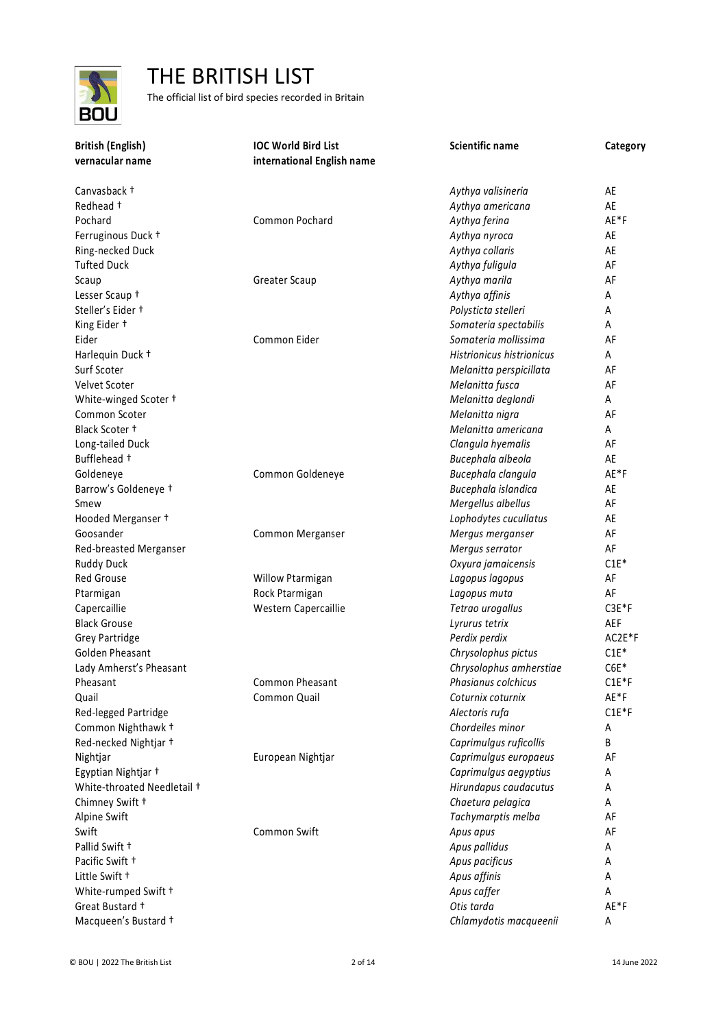# THE BRITISH LIST

The official list of bird species recorded in Britain

| British (English) vernacular name | IOC World Bird List international English name | Scientific name | Category |
|---|---|---|---|
| Canvasback † | | *Aythya valisineria* | AE |
| Redhead † | | *Aythya americana* | AE |
| Pochard | Common Pochard | *Aythya ferina* | AE*F |
| Ferruginous Duck † | | *Aythya nyroca* | AE |
| Ring-necked Duck | | *Aythya collaris* | AE |
| Tufted Duck | | *Aythya fuligula* | AF |
| Scaup | Greater Scaup | *Aythya marila* | AF |
| Lesser Scaup † | | *Aythya affinis* | A |
| Steller's Eider † | | *Polysticta stelleri* | A |
| King Eider † | | *Somateria spectabilis* | A |
| Eider | Common Eider | *Somateria mollissima* | AF |
| Harlequin Duck † | | *Histrionicus histrionicus* | A |
| Surf Scoter | | *Melanitta perspicillata* | AF |
| Velvet Scoter | | *Melanitta fusca* | AF |
| White-winged Scoter † | | *Melanitta deglandi* | A |
| Common Scoter | | *Melanitta nigra* | AF |
| Black Scoter † | | *Melanitta americana* | A |
| Long-tailed Duck | | *Clangula hyemalis* | AF |
| Bufflehead † | | *Bucephala albeola* | AE |
| Goldeneye | Common Goldeneye | *Bucephala clangula* | AE*F |
| Barrow's Goldeneye † | | *Bucephala islandica* | AE |
| Smew | | *Mergellus albellus* | AF |
| Hooded Merganser † | | *Lophodytes cucullatus* | AE |
| Goosander | Common Merganser | *Mergus merganser* | AF |
| Red-breasted Merganser | | *Mergus serrator* | AF |
| Ruddy Duck | | *Oxyura jamaicensis* | C1E* |
| Red Grouse | Willow Ptarmigan | *Lagopus lagopus* | AF |
| Ptarmigan | Rock Ptarmigan | *Lagopus muta* | AF |
| Capercaillie | Western Capercaillie | *Tetrao urogallus* | C3E*F |
| Black Grouse | | *Lyrurus tetrix* | AEF |
| Grey Partridge | | *Perdix perdix* | AC2E*F |
| Golden Pheasant | | *Chrysolophus pictus* | C1E* |
| Lady Amherst's Pheasant | | *Chrysolophus amherstiae* | C6E* |
| Pheasant | Common Pheasant | *Phasianus colchicus* | C1E*F |
| Quail | Common Quail | *Coturnix coturnix* | AE*F |
| Red-legged Partridge | | *Alectoris rufa* | C1E*F |
| Common Nighthawk † | | *Chordeiles minor* | A |
| Red-necked Nightjar † | | *Caprimulgus ruficollis* | B |
| Nightjar | European Nightjar | *Caprimulgus europaeus* | AF |
| Egyptian Nightjar † | | *Caprimulgus aegyptius* | A |
| White-throated Needletail † | | *Hirundapus caudacutus* | A |
| Chimney Swift † | | *Chaetura pelagica* | A |
| Alpine Swift | | *Tachymarptis melba* | AF |
| Swift | Common Swift | *Apus apus* | AF |
| Pallid Swift † | | *Apus pallidus* | A |
| Pacific Swift † | | *Apus pacificus* | A |
| Little Swift † | | *Apus affinis* | A |
| White-rumped Swift † | | *Apus caffer* | A |
| Great Bustard † | | *Otis tarda* | AE*F |
| Macqueen's Bustard † | | *Chlamydotis macqueenii* | A |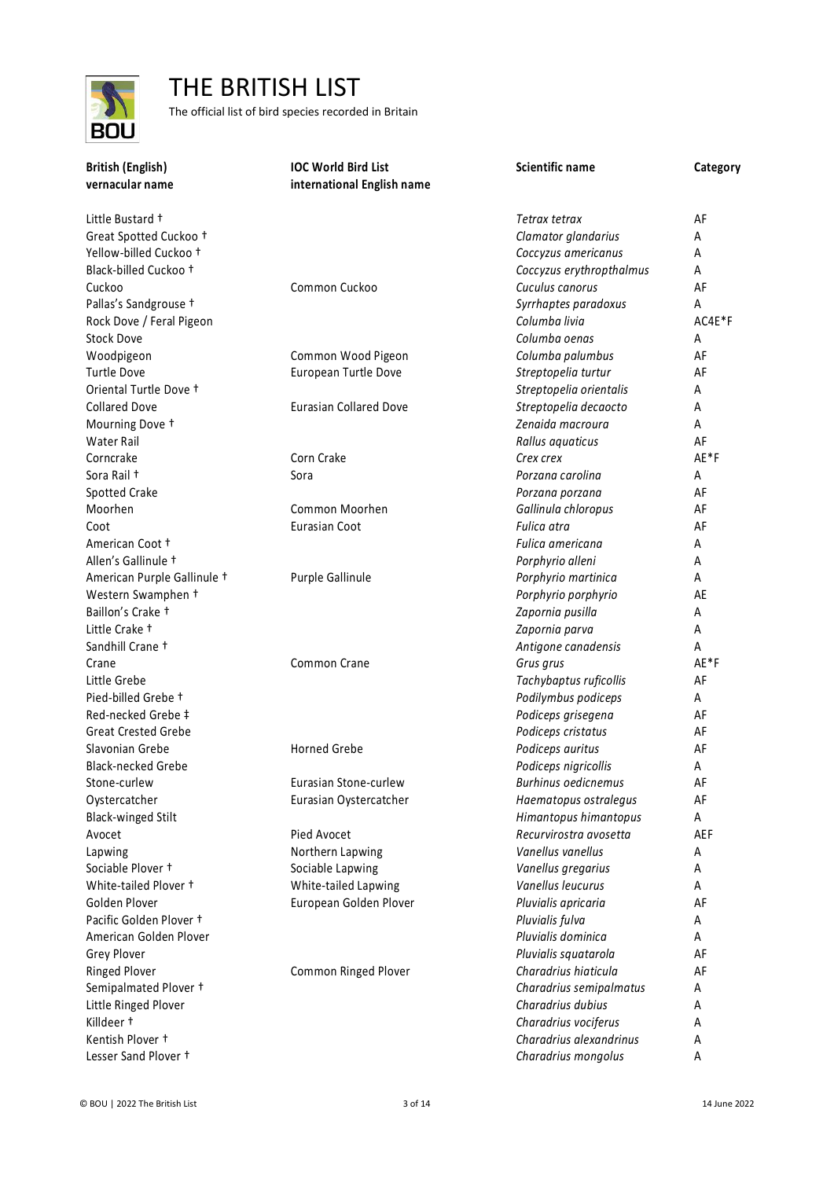# THE BRITISH LIST

The official list of bird species recorded in Britain

| British (English) vernacular name | IOC World Bird List international English name | Scientific name | Category |
|---|---|---|---|
| Little Bustard † | | *Tetrax tetrax* | AF |
| Great Spotted Cuckoo † | | *Clamator glandarius* | A |
| Yellow-billed Cuckoo † | | *Coccyzus americanus* | A |
| Black-billed Cuckoo † | | *Coccyzus erythropthalmus* | A |
| Cuckoo | Common Cuckoo | *Cuculus canorus* | AF |
| Pallas's Sandgrouse † | | *Syrrhaptes paradoxus* | A |
| Rock Dove / Feral Pigeon | | *Columba livia* | AC4E*F |
| Stock Dove | | *Columba oenas* | A |
| Woodpigeon | Common Wood Pigeon | *Columba palumbus* | AF |
| Turtle Dove | European Turtle Dove | *Streptopelia turtur* | AF |
| Oriental Turtle Dove † | | *Streptopelia orientalis* | A |
| Collared Dove | Eurasian Collared Dove | *Streptopelia decaocto* | A |
| Mourning Dove † | | *Zenaida macroura* | A |
| Water Rail | | *Rallus aquaticus* | AF |
| Corncrake | Corn Crake | *Crex crex* | AE*F |
| Sora Rail † | Sora | *Porzana carolina* | A |
| Spotted Crake | | *Porzana porzana* | AF |
| Moorhen | Common Moorhen | *Gallinula chloropus* | AF |
| Coot | Eurasian Coot | *Fulica atra* | AF |
| American Coot † | | *Fulica americana* | A |
| Allen's Gallinule † | | *Porphyrio alleni* | A |
| American Purple Gallinule † | Purple Gallinule | *Porphyrio martinica* | A |
| Western Swamphen † | | *Porphyrio porphyrio* | AE |
| Baillon's Crake † | | *Zapornia pusilla* | A |
| Little Crake † | | *Zapornia parva* | A |
| Sandhill Crane † | | *Antigone canadensis* | A |
| Crane | Common Crane | *Grus grus* | AE*F |
| Little Grebe | | *Tachybaptus ruficollis* | AF |
| Pied-billed Grebe † | | *Podilymbus podiceps* | A |
| Red-necked Grebe ‡ | | *Podiceps grisegena* | AF |
| Great Crested Grebe | | *Podiceps cristatus* | AF |
| Slavonian Grebe | Horned Grebe | *Podiceps auritus* | AF |
| Black-necked Grebe | | *Podiceps nigricollis* | A |
| Stone-curlew | Eurasian Stone-curlew | *Burhinus oedicnemus* | AF |
| Oystercatcher | Eurasian Oystercatcher | *Haematopus ostralegus* | AF |
| Black-winged Stilt | | *Himantopus himantopus* | A |
| Avocet | Pied Avocet | *Recurvirostra avosetta* | AEF |
| Lapwing | Northern Lapwing | *Vanellus vanellus* | A |
| Sociable Plover † | Sociable Lapwing | *Vanellus gregarius* | A |
| White-tailed Plover † | White-tailed Lapwing | *Vanellus leucurus* | A |
| Golden Plover | European Golden Plover | *Pluvialis apricaria* | AF |
| Pacific Golden Plover † | | *Pluvialis fulva* | A |
| American Golden Plover | | *Pluvialis dominica* | A |
| Grey Plover | | *Pluvialis squatarola* | AF |
| Ringed Plover | Common Ringed Plover | *Charadrius hiaticula* | AF |
| Semipalmated Plover † | | *Charadrius semipalmatus* | A |
| Little Ringed Plover | | *Charadrius dubius* | A |
| Killdeer † | | *Charadrius vociferus* | A |
| Kentish Plover † | | *Charadrius alexandrinus* | A |
| Lesser Sand Plover † | | *Charadrius mongolus* | A |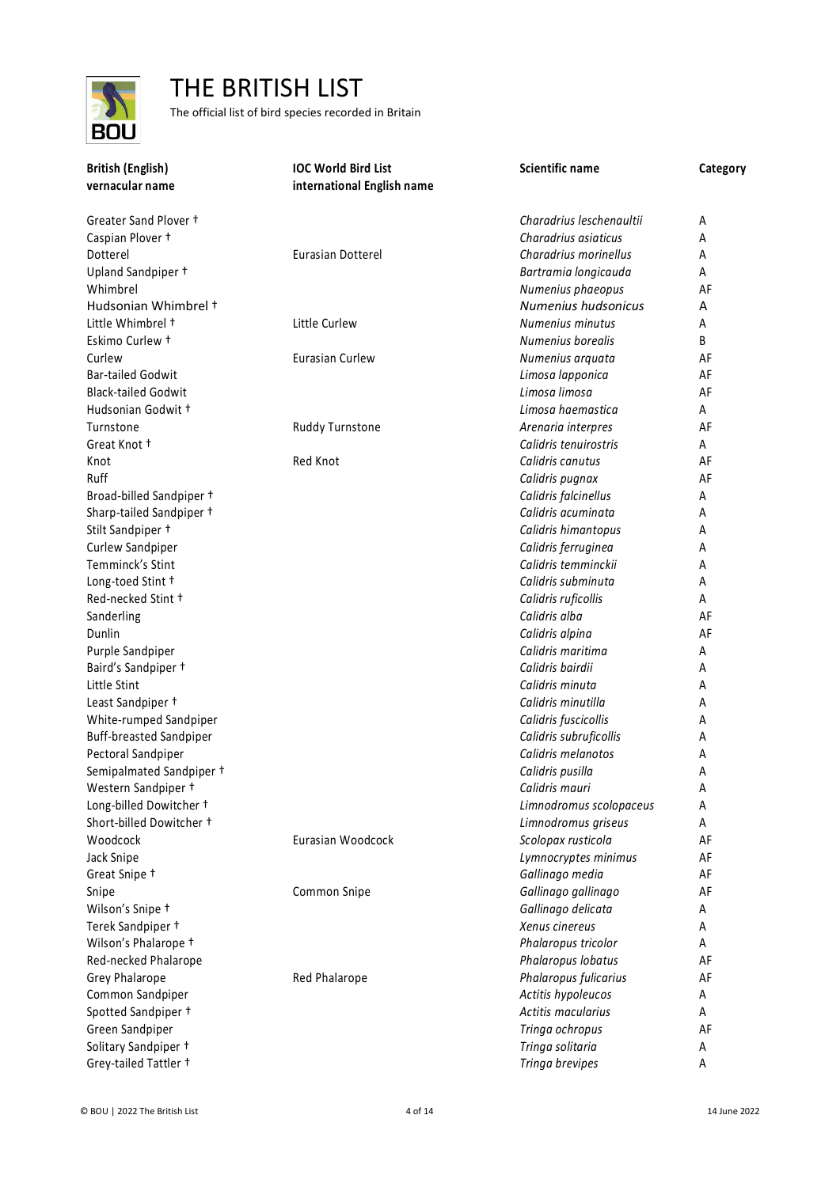# THE BRITISH LIST

The official list of bird species recorded in Britain

| British (English) vernacular name | IOC World Bird List international English name | Scientific name | Category |
|---|---|---|---|
| Greater Sand Plover † | | *Charadrius leschenaultii* | A |
| Caspian Plover † | | *Charadrius asiaticus* | A |
| Dotterel | Eurasian Dotterel | *Charadrius morinellus* | A |
| Upland Sandpiper † | | *Bartramia longicauda* | A |
| Whimbrel | | *Numenius phaeopus* | AF |
| Hudsonian Whimbrel † | | *Numenius hudsonicus* | A |
| Little Whimbrel † | Little Curlew | *Numenius minutus* | A |
| Eskimo Curlew † | | *Numenius borealis* | B |
| Curlew | Eurasian Curlew | *Numenius arquata* | AF |
| Bar-tailed Godwit | | *Limosa lapponica* | AF |
| Black-tailed Godwit | | *Limosa limosa* | AF |
| Hudsonian Godwit † | | *Limosa haemastica* | A |
| Turnstone | Ruddy Turnstone | *Arenaria interpres* | AF |
| Great Knot † | | *Calidris tenuirostris* | A |
| Knot | Red Knot | *Calidris canutus* | AF |
| Ruff | | *Calidris pugnax* | AF |
| Broad-billed Sandpiper † | | *Calidris falcinellus* | A |
| Sharp-tailed Sandpiper † | | *Calidris acuminata* | A |
| Stilt Sandpiper † | | *Calidris himantopus* | A |
| Curlew Sandpiper | | *Calidris ferruginea* | A |
| Temminck's Stint | | *Calidris temminckii* | A |
| Long-toed Stint † | | *Calidris subminuta* | A |
| Red-necked Stint † | | *Calidris ruficollis* | A |
| Sanderling | | *Calidris alba* | AF |
| Dunlin | | *Calidris alpina* | AF |
| Purple Sandpiper | | *Calidris maritima* | A |
| Baird's Sandpiper † | | *Calidris bairdii* | A |
| Little Stint | | *Calidris minuta* | A |
| Least Sandpiper † | | *Calidris minutilla* | A |
| White-rumped Sandpiper | | *Calidris fuscicollis* | A |
| Buff-breasted Sandpiper | | *Calidris subruficollis* | A |
| Pectoral Sandpiper | | *Calidris melanotos* | A |
| Semipalmated Sandpiper † | | *Calidris pusilla* | A |
| Western Sandpiper † | | *Calidris mauri* | A |
| Long-billed Dowitcher † | | *Limnodromus scolopaceus* | A |
| Short-billed Dowitcher † | | *Limnodromus griseus* | A |
| Woodcock | Eurasian Woodcock | *Scolopax rusticola* | AF |
| Jack Snipe | | *Lymnocryptes minimus* | AF |
| Great Snipe † | | *Gallinago media* | AF |
| Snipe | Common Snipe | *Gallinago gallinago* | AF |
| Wilson's Snipe † | | *Gallinago delicata* | A |
| Terek Sandpiper † | | *Xenus cinereus* | A |
| Wilson's Phalarope † | | *Phalaropus tricolor* | A |
| Red-necked Phalarope | | *Phalaropus lobatus* | AF |
| Grey Phalarope | Red Phalarope | *Phalaropus fulicarius* | AF |
| Common Sandpiper | | *Actitis hypoleucos* | A |
| Spotted Sandpiper † | | *Actitis macularius* | A |
| Green Sandpiper | | *Tringa ochropus* | AF |
| Solitary Sandpiper † | | *Tringa solitaria* | A |
| Grey-tailed Tattler † | | *Tringa brevipes* | A |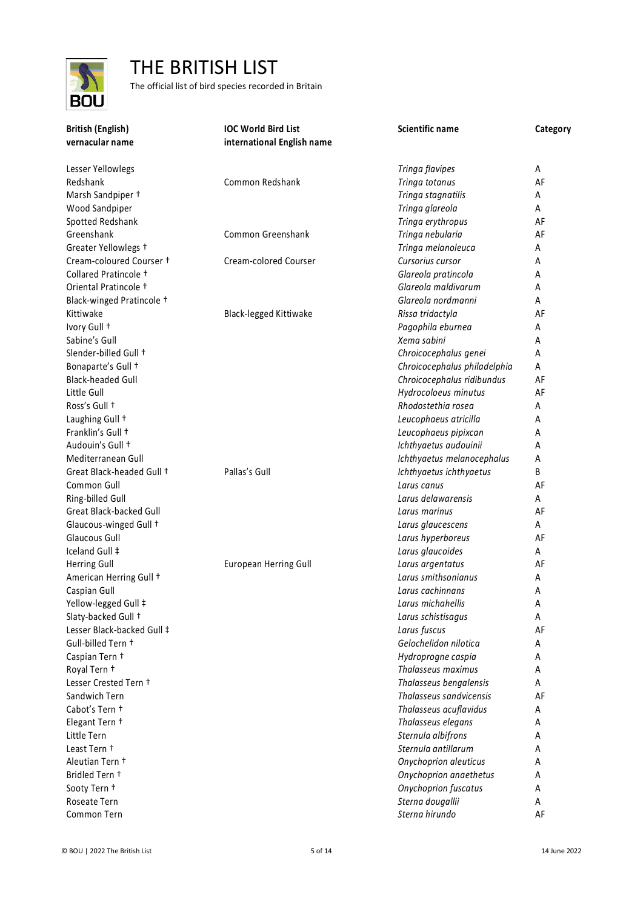# THE BRITISH LIST

The official list of bird species recorded in Britain

| British (English) vernacular name | IOC World Bird List international English name | Scientific name | Category |
|---|---|---|---|
| Lesser Yellowlegs | | *Tringa flavipes* | A |
| Redshank | Common Redshank | *Tringa totanus* | AF |
| Marsh Sandpiper † | | *Tringa stagnatilis* | A |
| Wood Sandpiper | | *Tringa glareola* | A |
| Spotted Redshank | | *Tringa erythropus* | AF |
| Greenshank | Common Greenshank | *Tringa nebularia* | AF |
| Greater Yellowlegs † | | *Tringa melanoleuca* | A |
| Cream-coloured Courser † | Cream-colored Courser | *Cursorius cursor* | A |
| Collared Pratincole † | | *Glareola pratincola* | A |
| Oriental Pratincole † | | *Glareola maldivarum* | A |
| Black-winged Pratincole † | | *Glareola nordmanni* | A |
| Kittiwake | Black-legged Kittiwake | *Rissa tridactyla* | AF |
| Ivory Gull † | | *Pagophila eburnea* | A |
| Sabine's Gull | | *Xema sabini* | A |
| Slender-billed Gull † | | *Chroicocephalus genei* | A |
| Bonaparte's Gull † | | *Chroicocephalus philadelphia* | A |
| Black-headed Gull | | *Chroicocephalus ridibundus* | AF |
| Little Gull | | *Hydrocoloeus minutus* | AF |
| Ross's Gull † | | *Rhodostethia rosea* | A |
| Laughing Gull † | | *Leucophaeus atricilla* | A |
| Franklin's Gull † | | *Leucophaeus pipixcan* | A |
| Audouin's Gull † | | *Ichthyaetus audouinii* | A |
| Mediterranean Gull | | *Ichthyaetus melanocephalus* | A |
| Great Black-headed Gull † | Pallas's Gull | *Ichthyaetus ichthyaetus* | B |
| Common Gull | | *Larus canus* | AF |
| Ring-billed Gull | | *Larus delawarensis* | A |
| Great Black-backed Gull | | *Larus marinus* | AF |
| Glaucous-winged Gull † | | *Larus glaucescens* | A |
| Glaucous Gull | | *Larus hyperboreus* | AF |
| Iceland Gull ‡ | | *Larus glaucoides* | A |
| Herring Gull | European Herring Gull | *Larus argentatus* | AF |
| American Herring Gull † | | *Larus smithsonianus* | A |
| Caspian Gull | | *Larus cachinnans* | A |
| Yellow-legged Gull ‡ | | *Larus michahellis* | A |
| Slaty-backed Gull † | | *Larus schistisagus* | A |
| Lesser Black-backed Gull ‡ | | *Larus fuscus* | AF |
| Gull-billed Tern † | | *Gelochelidon nilotica* | A |
| Caspian Tern † | | *Hydroprogne caspia* | A |
| Royal Tern † | | *Thalasseus maximus* | A |
| Lesser Crested Tern † | | *Thalasseus bengalensis* | A |
| Sandwich Tern | | *Thalasseus sandvicensis* | AF |
| Cabot's Tern † | | *Thalasseus acuflavidus* | A |
| Elegant Tern † | | *Thalasseus elegans* | A |
| Little Tern | | *Sternula albifrons* | A |
| Least Tern † | | *Sternula antillarum* | A |
| Aleutian Tern † | | *Onychoprion aleuticus* | A |
| Bridled Tern † | | *Onychoprion anaethetus* | A |
| Sooty Tern † | | *Onychoprion fuscatus* | A |
| Roseate Tern | | *Sterna dougallii* | A |
| Common Tern | | *Sterna hirundo* | AF |

© BOU | 2022 The British List | 14 June 2022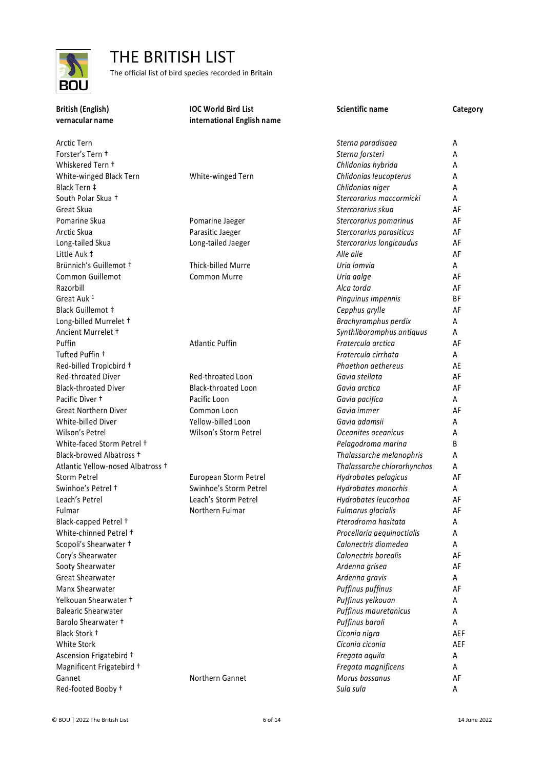# THE BRITISH LIST

The official list of bird species recorded in Britain

| British (English) vernacular name | IOC World Bird List international English name | Scientific name | Category |
|---|---|---|---|
| Arctic Tern | | *Sterna paradisaea* | A |
| Forster's Tern † | | *Sterna forsteri* | A |
| Whiskered Tern † | | *Chlidonias hybrida* | A |
| White-winged Black Tern | White-winged Tern | *Chlidonias leucopterus* | A |
| Black Tern ‡ | | *Chlidonias niger* | A |
| South Polar Skua † | | *Stercorarius maccormicki* | A |
| Great Skua | | *Stercorarius skua* | AF |
| Pomarine Skua | Pomarine Jaeger | *Stercorarius pomarinus* | AF |
| Arctic Skua | Parasitic Jaeger | *Stercorarius parasiticus* | AF |
| Long-tailed Skua | Long-tailed Jaeger | *Stercorarius longicaudus* | AF |
| Little Auk ‡ | | *Alle alle* | AF |
| Brünnich's Guillemot † | Thick-billed Murre | *Uria lomvia* | A |
| Common Guillemot | Common Murre | *Uria aalge* | AF |
| Razorbill | | *Alca torda* | AF |
| Great Auk [1] | | *Pinguinus impennis* | BF |
| Black Guillemot ‡ | | *Cepphus grylle* | AF |
| Long-billed Murrelet † | | *Brachyramphus perdix* | A |
| Ancient Murrelet † | | *Synthliboramphus antiquus* | A |
| Puffin | Atlantic Puffin | *Fratercula arctica* | AF |
| Tufted Puffin † | | *Fratercula cirrhata* | A |
| Red-billed Tropicbird † | | *Phaethon aethereus* | AE |
| Red-throated Diver | Red-throated Loon | *Gavia stellata* | AF |
| Black-throated Diver | Black-throated Loon | *Gavia arctica* | AF |
| Pacific Diver † | Pacific Loon | *Gavia pacifica* | A |
| Great Northern Diver | Common Loon | *Gavia immer* | AF |
| White-billed Diver | Yellow-billed Loon | *Gavia adamsii* | A |
| Wilson's Petrel | Wilson's Storm Petrel | *Oceanites oceanicus* | A |
| White-faced Storm Petrel † | | *Pelagodroma marina* | B |
| Black-browed Albatross † | | *Thalassarche melanophris* | A |
| Atlantic Yellow-nosed Albatross † | | *Thalassarche chlororhynchos* | A |
| Storm Petrel | European Storm Petrel | *Hydrobates pelagicus* | AF |
| Swinhoe's Petrel † | Swinhoe's Storm Petrel | *Hydrobates monorhis* | A |
| Leach's Petrel | Leach's Storm Petrel | *Hydrobates leucorhoa* | AF |
| Fulmar | Northern Fulmar | *Fulmarus glacialis* | AF |
| Black-capped Petrel † | | *Pterodroma hasitata* | A |
| White-chinned Petrel † | | *Procellaria aequinoctialis* | A |
| Scopoli's Shearwater † | | *Calonectris diomedea* | A |
| Cory's Shearwater | | *Calonectris borealis* | AF |
| Sooty Shearwater | | *Ardenna grisea* | AF |
| Great Shearwater | | *Ardenna gravis* | A |
| Manx Shearwater | | *Puffinus puffinus* | AF |
| Yelkouan Shearwater † | | *Puffinus yelkouan* | A |
| Balearic Shearwater | | *Puffinus mauretanicus* | A |
| Barolo Shearwater † | | *Puffinus baroli* | A |
| Black Stork † | | *Ciconia nigra* | AEF |
| White Stork | | *Ciconia ciconia* | AEF |
| Ascension Frigatebird † | | *Fregata aquila* | A |
| Magnificent Frigatebird † | | *Fregata magnificens* | A |
| Gannet | Northern Gannet | *Morus bassanus* | AF |
| Red-footed Booby † | | *Sula sula* | A |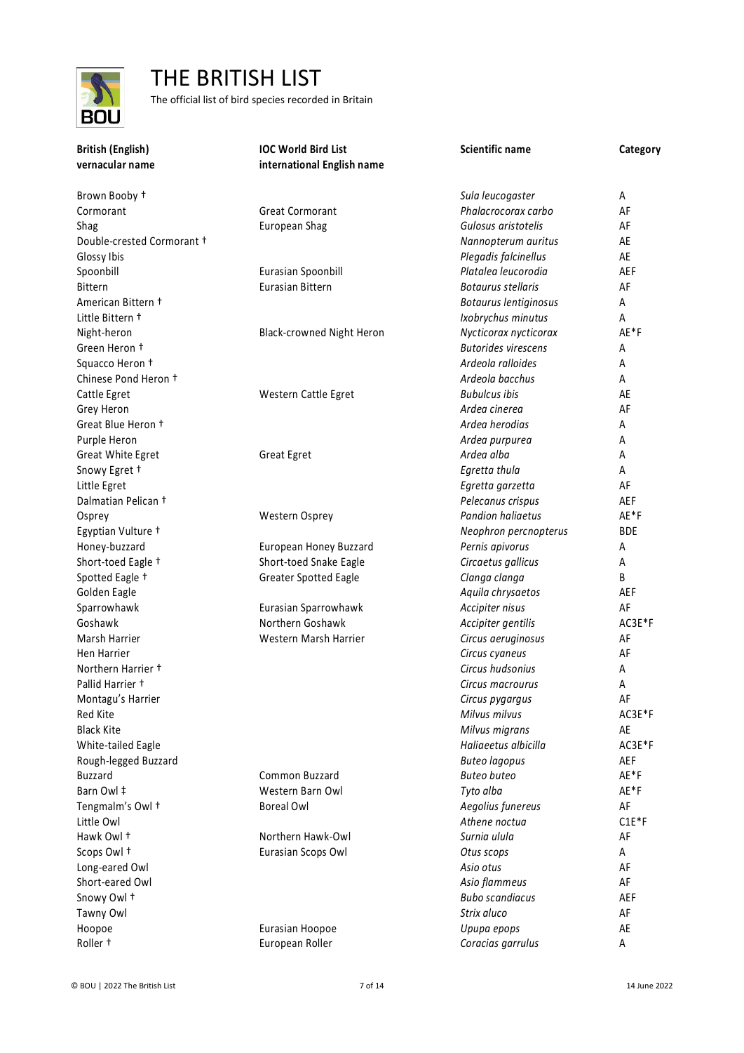# THE BRITISH LIST

The official list of bird species recorded in Britain

| British (English) vernacular name | IOC World Bird List international English name | Scientific name | Category |
|---|---|---|---|
| Brown Booby † | | *Sula leucogaster* | A |
| Cormorant | Great Cormorant | *Phalacrocorax carbo* | AF |
| Shag | European Shag | *Gulosus aristotelis* | AF |
| Double-crested Cormorant † | | *Nannopterum auritus* | AE |
| Glossy Ibis | | *Plegadis falcinellus* | AE |
| Spoonbill | Eurasian Spoonbill | *Platalea leucorodia* | AEF |
| Bittern | Eurasian Bittern | *Botaurus stellaris* | AF |
| American Bittern † | | *Botaurus lentiginosus* | A |
| Little Bittern † | | *Ixobrychus minutus* | A |
| Night-heron | Black-crowned Night Heron | *Nycticorax nycticorax* | AE*F |
| Green Heron † | | *Butorides virescens* | A |
| Squacco Heron † | | *Ardeola ralloides* | A |
| Chinese Pond Heron † | | *Ardeola bacchus* | A |
| Cattle Egret | Western Cattle Egret | *Bubulcus ibis* | AE |
| Grey Heron | | *Ardea cinerea* | AF |
| Great Blue Heron † | | *Ardea herodias* | A |
| Purple Heron | | *Ardea purpurea* | A |
| Great White Egret | Great Egret | *Ardea alba* | A |
| Snowy Egret † | | *Egretta thula* | A |
| Little Egret | | *Egretta garzetta* | AF |
| Dalmatian Pelican † | | *Pelecanus crispus* | AEF |
| Osprey | Western Osprey | *Pandion haliaetus* | AE*F |
| Egyptian Vulture † | | *Neophron percnopterus* | BDE |
| Honey-buzzard | European Honey Buzzard | *Pernis apivorus* | A |
| Short-toed Eagle † | Short-toed Snake Eagle | *Circaetus gallicus* | A |
| Spotted Eagle † | Greater Spotted Eagle | *Clanga clanga* | B |
| Golden Eagle | | *Aquila chrysaetos* | AEF |
| Sparrowhawk | Eurasian Sparrowhawk | *Accipiter nisus* | AF |
| Goshawk | Northern Goshawk | *Accipiter gentilis* | AC3E*F |
| Marsh Harrier | Western Marsh Harrier | *Circus aeruginosus* | AF |
| Hen Harrier | | *Circus cyaneus* | AF |
| Northern Harrier † | | *Circus hudsonius* | A |
| Pallid Harrier † | | *Circus macrourus* | A |
| Montagu's Harrier | | *Circus pygargus* | AF |
| Red Kite | | *Milvus milvus* | AC3E*F |
| Black Kite | | *Milvus migrans* | AE |
| White-tailed Eagle | | *Haliaeetus albicilla* | AC3E*F |
| Rough-legged Buzzard | | *Buteo lagopus* | AEF |
| Buzzard | Common Buzzard | *Buteo buteo* | AE*F |
| Barn Owl ‡ | Western Barn Owl | *Tyto alba* | AE*F |
| Tengmalm's Owl † | Boreal Owl | *Aegolius funereus* | AF |
| Little Owl | | *Athene noctua* | C1E*F |
| Hawk Owl † | Northern Hawk-Owl | *Surnia ulula* | AF |
| Scops Owl † | Eurasian Scops Owl | *Otus scops* | A |
| Long-eared Owl | | *Asio otus* | AF |
| Short-eared Owl | | *Asio flammeus* | AF |
| Snowy Owl † | | *Bubo scandiacus* | AEF |
| Tawny Owl | | *Strix aluco* | AF |
| Hoopoe | Eurasian Hoopoe | *Upupa epops* | AE |
| Roller † | European Roller | *Coracias garrulus* | A |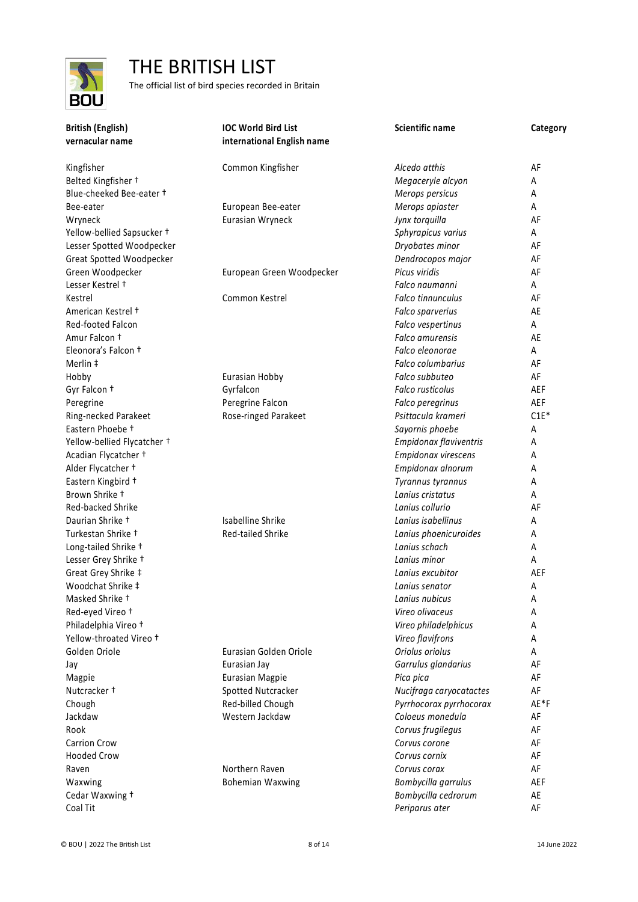# THE BRITISH LIST

The official list of bird species recorded in Britain

| British (English) vernacular name | IOC World Bird List international English name | Scientific name | Category |
|---|---|---|---|
| Kingfisher | Common Kingfisher | *Alcedo atthis* | AF |
| Belted Kingfisher † | | *Megaceryle alcyon* | A |
| Blue-cheeked Bee-eater † | | *Merops persicus* | A |
| Bee-eater | European Bee-eater | *Merops apiaster* | A |
| Wryneck | Eurasian Wryneck | *Jynx torquilla* | AF |
| Yellow-bellied Sapsucker † | | *Sphyrapicus varius* | A |
| Lesser Spotted Woodpecker | | *Dryobates minor* | AF |
| Great Spotted Woodpecker | | *Dendrocopos major* | AF |
| Green Woodpecker | European Green Woodpecker | *Picus viridis* | AF |
| Lesser Kestrel † | | *Falco naumanni* | A |
| Kestrel | Common Kestrel | *Falco tinnunculus* | AF |
| American Kestrel † | | *Falco sparverius* | AE |
| Red-footed Falcon | | *Falco vespertinus* | A |
| Amur Falcon † | | *Falco amurensis* | AE |
| Eleonora's Falcon † | | *Falco eleonorae* | A |
| Merlin ‡ | | *Falco columbarius* | AF |
| Hobby | Eurasian Hobby | *Falco subbuteo* | AF |
| Gyr Falcon † | Gyrfalcon | *Falco rusticolus* | AEF |
| Peregrine | Peregrine Falcon | *Falco peregrinus* | AEF |
| Ring-necked Parakeet | Rose-ringed Parakeet | *Psittacula krameri* | C1E* |
| Eastern Phoebe † | | *Sayornis phoebe* | A |
| Yellow-bellied Flycatcher † | | *Empidonax flaviventris* | A |
| Acadian Flycatcher † | | *Empidonax virescens* | A |
| Alder Flycatcher † | | *Empidonax alnorum* | A |
| Eastern Kingbird † | | *Tyrannus tyrannus* | A |
| Brown Shrike † | | *Lanius cristatus* | A |
| Red-backed Shrike | | *Lanius collurio* | AF |
| Daurian Shrike † | Isabelline Shrike | *Lanius isabellinus* | A |
| Turkestan Shrike † | Red-tailed Shrike | *Lanius phoenicuroides* | A |
| Long-tailed Shrike † | | *Lanius schach* | A |
| Lesser Grey Shrike † | | *Lanius minor* | A |
| Great Grey Shrike ‡ | | *Lanius excubitor* | AEF |
| Woodchat Shrike ‡ | | *Lanius senator* | A |
| Masked Shrike † | | *Lanius nubicus* | A |
| Red-eyed Vireo † | | *Vireo olivaceus* | A |
| Philadelphia Vireo † | | *Vireo philadelphicus* | A |
| Yellow-throated Vireo † | | *Vireo flavifrons* | A |
| Golden Oriole | Eurasian Golden Oriole | *Oriolus oriolus* | A |
| Jay | Eurasian Jay | *Garrulus glandarius* | AF |
| Magpie | Eurasian Magpie | *Pica pica* | AF |
| Nutcracker † | Spotted Nutcracker | *Nucifraga caryocatactes* | AF |
| Chough | Red-billed Chough | *Pyrrhocorax pyrrhocorax* | AE*F |
| Jackdaw | Western Jackdaw | *Coloeus monedula* | AF |
| Rook | | *Corvus frugilegus* | AF |
| Carrion Crow | | *Corvus corone* | AF |
| Hooded Crow | | *Corvus cornix* | AF |
| Raven | Northern Raven | *Corvus corax* | AF |
| Waxwing | Bohemian Waxwing | *Bombycilla garrulus* | AEF |
| Cedar Waxwing † | | *Bombycilla cedrorum* | AE |
| Coal Tit | | *Periparus ater* | AF |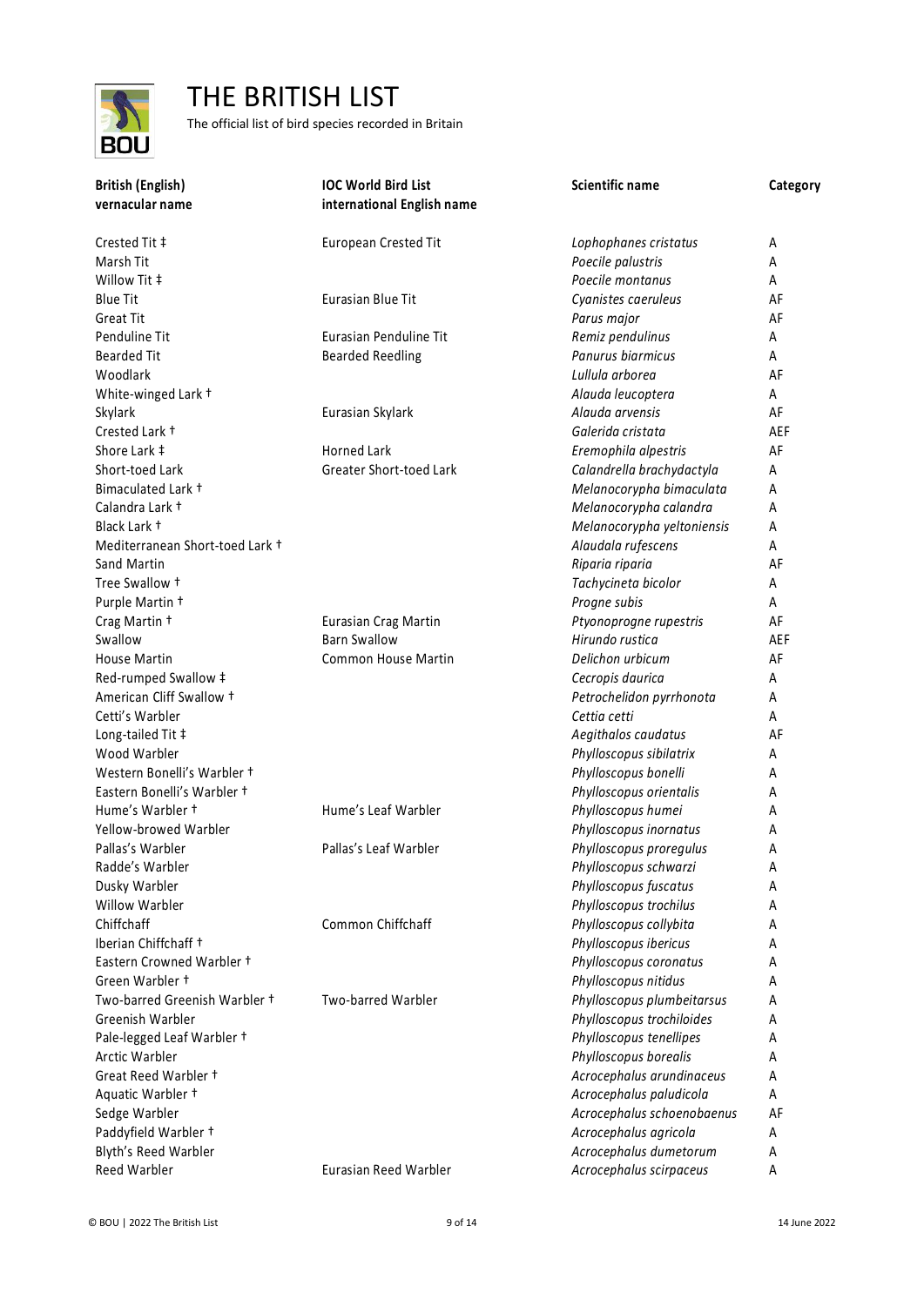# THE BRITISH LIST

The official list of bird species recorded in Britain

| British (English) vernacular name | IOC World Bird List international English name | Scientific name | Category |
|---|---|---|---|
| Crested Tit ‡ | European Crested Tit | *Lophophanes cristatus* | A |
| Marsh Tit | | *Poecile palustris* | A |
| Willow Tit ‡ | | *Poecile montanus* | A |
| Blue Tit | Eurasian Blue Tit | *Cyanistes caeruleus* | AF |
| Great Tit | | *Parus major* | AF |
| Penduline Tit | Eurasian Penduline Tit | *Remiz pendulinus* | A |
| Bearded Tit | Bearded Reedling | *Panurus biarmicus* | A |
| Woodlark | | *Lullula arborea* | AF |
| White-winged Lark † | | *Alauda leucoptera* | A |
| Skylark | Eurasian Skylark | *Alauda arvensis* | AF |
| Crested Lark † | | *Galerida cristata* | AEF |
| Shore Lark ‡ | Horned Lark | *Eremophila alpestris* | AF |
| Short-toed Lark | Greater Short-toed Lark | *Calandrella brachydactyla* | A |
| Bimaculated Lark † | | *Melanocorypha bimaculata* | A |
| Calandra Lark † | | *Melanocorypha calandra* | A |
| Black Lark † | | *Melanocorypha yeltoniensis* | A |
| Mediterranean Short-toed Lark † | | *Alaudala rufescens* | A |
| Sand Martin | | *Riparia riparia* | AF |
| Tree Swallow † | | *Tachycineta bicolor* | A |
| Purple Martin † | | *Progne subis* | A |
| Crag Martin † | Eurasian Crag Martin | *Ptyonoprogne rupestris* | AF |
| Swallow | Barn Swallow | *Hirundo rustica* | AEF |
| House Martin | Common House Martin | *Delichon urbicum* | AF |
| Red-rumped Swallow ‡ | | *Cecropis daurica* | A |
| American Cliff Swallow † | | *Petrochelidon pyrrhonota* | A |
| Cetti's Warbler | | *Cettia cetti* | A |
| Long-tailed Tit ‡ | | *Aegithalos caudatus* | AF |
| Wood Warbler | | *Phylloscopus sibilatrix* | A |
| Western Bonelli's Warbler † | | *Phylloscopus bonelli* | A |
| Eastern Bonelli's Warbler † | | *Phylloscopus orientalis* | A |
| Hume's Warbler † | Hume's Leaf Warbler | *Phylloscopus humei* | A |
| Yellow-browed Warbler | | *Phylloscopus inornatus* | A |
| Pallas's Warbler | Pallas's Leaf Warbler | *Phylloscopus proregulus* | A |
| Radde's Warbler | | *Phylloscopus schwarzi* | A |
| Dusky Warbler | | *Phylloscopus fuscatus* | A |
| Willow Warbler | | *Phylloscopus trochilus* | A |
| Chiffchaff | Common Chiffchaff | *Phylloscopus collybita* | A |
| Iberian Chiffchaff † | | *Phylloscopus ibericus* | A |
| Eastern Crowned Warbler † | | *Phylloscopus coronatus* | A |
| Green Warbler † | | *Phylloscopus nitidus* | A |
| Two-barred Greenish Warbler † | Two-barred Warbler | *Phylloscopus plumbeitarsus* | A |
| Greenish Warbler | | *Phylloscopus trochiloides* | A |
| Pale-legged Leaf Warbler † | | *Phylloscopus tenellipes* | A |
| Arctic Warbler | | *Phylloscopus borealis* | A |
| Great Reed Warbler † | | *Acrocephalus arundinaceus* | A |
| Aquatic Warbler † | | *Acrocephalus paludicola* | A |
| Sedge Warbler | | *Acrocephalus schoenobaenus* | AF |
| Paddyfield Warbler † | | *Acrocephalus agricola* | A |
| Blyth's Reed Warbler | | *Acrocephalus dumetorum* | A |
| Reed Warbler | Eurasian Reed Warbler | *Acrocephalus scirpaceus* | A |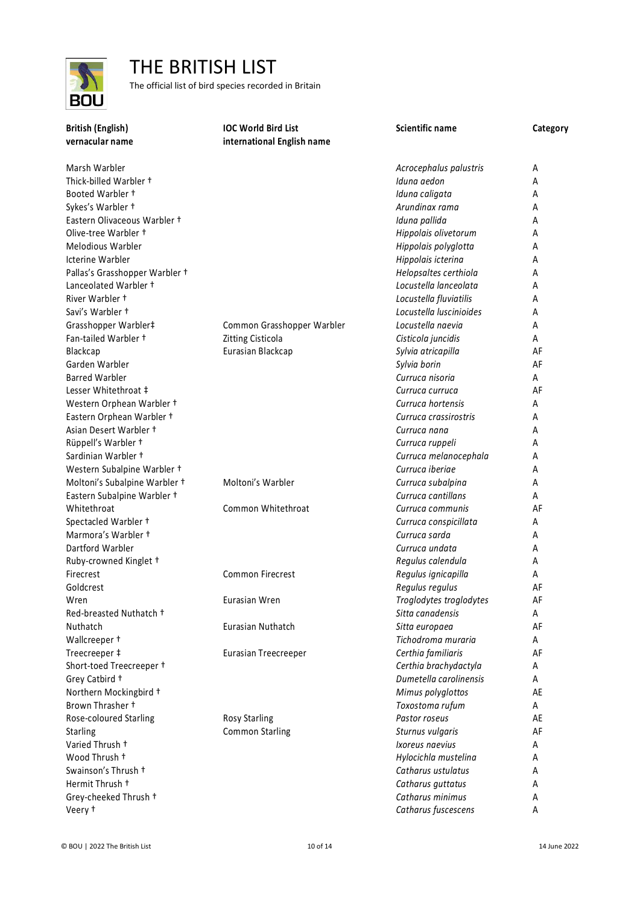# THE BRITISH LIST

The official list of bird species recorded in Britain

| British (English) vernacular name | IOC World Bird List international English name | Scientific name | Category |
|---|---|---|---|
| Marsh Warbler | | *Acrocephalus palustris* | A |
| Thick-billed Warbler † | | *Iduna aedon* | A |
| Booted Warbler † | | *Iduna caligata* | A |
| Sykes's Warbler † | | *Arundinax rama* | A |
| Eastern Olivaceous Warbler † | | *Iduna pallida* | A |
| Olive-tree Warbler † | | *Hippolais olivetorum* | A |
| Melodious Warbler | | *Hippolais polyglotta* | A |
| Icterine Warbler | | *Hippolais icterina* | A |
| Pallas's Grasshopper Warbler † | | *Helopsaltes certhiola* | A |
| Lanceolated Warbler † | | *Locustella lanceolata* | A |
| River Warbler † | | *Locustella fluviatilis* | A |
| Savi's Warbler † | | *Locustella luscinioides* | A |
| Grasshopper Warbler‡ | Common Grasshopper Warbler | *Locustella naevia* | A |
| Fan-tailed Warbler † | Zitting Cisticola | *Cisticola juncidis* | A |
| Blackcap | Eurasian Blackcap | *Sylvia atricapilla* | AF |
| Garden Warbler | | *Sylvia borin* | AF |
| Barred Warbler | | *Curruca nisoria* | A |
| Lesser Whitethroat ‡ | | *Curruca curruca* | AF |
| Western Orphean Warbler † | | *Curruca hortensis* | A |
| Eastern Orphean Warbler † | | *Curruca crassirostris* | A |
| Asian Desert Warbler † | | *Curruca nana* | A |
| Rüppell's Warbler † | | *Curruca ruppeli* | A |
| Sardinian Warbler † | | *Curruca melanocephala* | A |
| Western Subalpine Warbler † | | *Curruca iberiae* | A |
| Moltoni's Subalpine Warbler † | Moltoni's Warbler | *Curruca subalpina* | A |
| Eastern Subalpine Warbler † | | *Curruca cantillans* | A |
| Whitethroat | Common Whitethroat | *Curruca communis* | AF |
| Spectacled Warbler † | | *Curruca conspicillata* | A |
| Marmora's Warbler † | | *Curruca sarda* | A |
| Dartford Warbler | | *Curruca undata* | A |
| Ruby-crowned Kinglet † | | *Regulus calendula* | A |
| Firecrest | Common Firecrest | *Regulus ignicapilla* | A |
| Goldcrest | | *Regulus regulus* | AF |
| Wren | Eurasian Wren | *Troglodytes troglodytes* | AF |
| Red-breasted Nuthatch † | | *Sitta canadensis* | A |
| Nuthatch | Eurasian Nuthatch | *Sitta europaea* | AF |
| Wallcreeper † | | *Tichodroma muraria* | A |
| Treecreeper ‡ | Eurasian Treecreeper | *Certhia familiaris* | AF |
| Short-toed Treecreeper † | | *Certhia brachydactyla* | A |
| Grey Catbird † | | *Dumetella carolinensis* | A |
| Northern Mockingbird † | | *Mimus polyglottos* | AE |
| Brown Thrasher † | | *Toxostoma rufum* | A |
| Rose-coloured Starling | Rosy Starling | *Pastor roseus* | AE |
| Starling | Common Starling | *Sturnus vulgaris* | AF |
| Varied Thrush † | | *Ixoreus naevius* | A |
| Wood Thrush † | | *Hylocichla mustelina* | A |
| Swainson's Thrush † | | *Catharus ustulatus* | A |
| Hermit Thrush † | | *Catharus guttatus* | A |
| Grey-cheeked Thrush † | | *Catharus minimus* | A |
| Veery † | | *Catharus fuscescens* | A |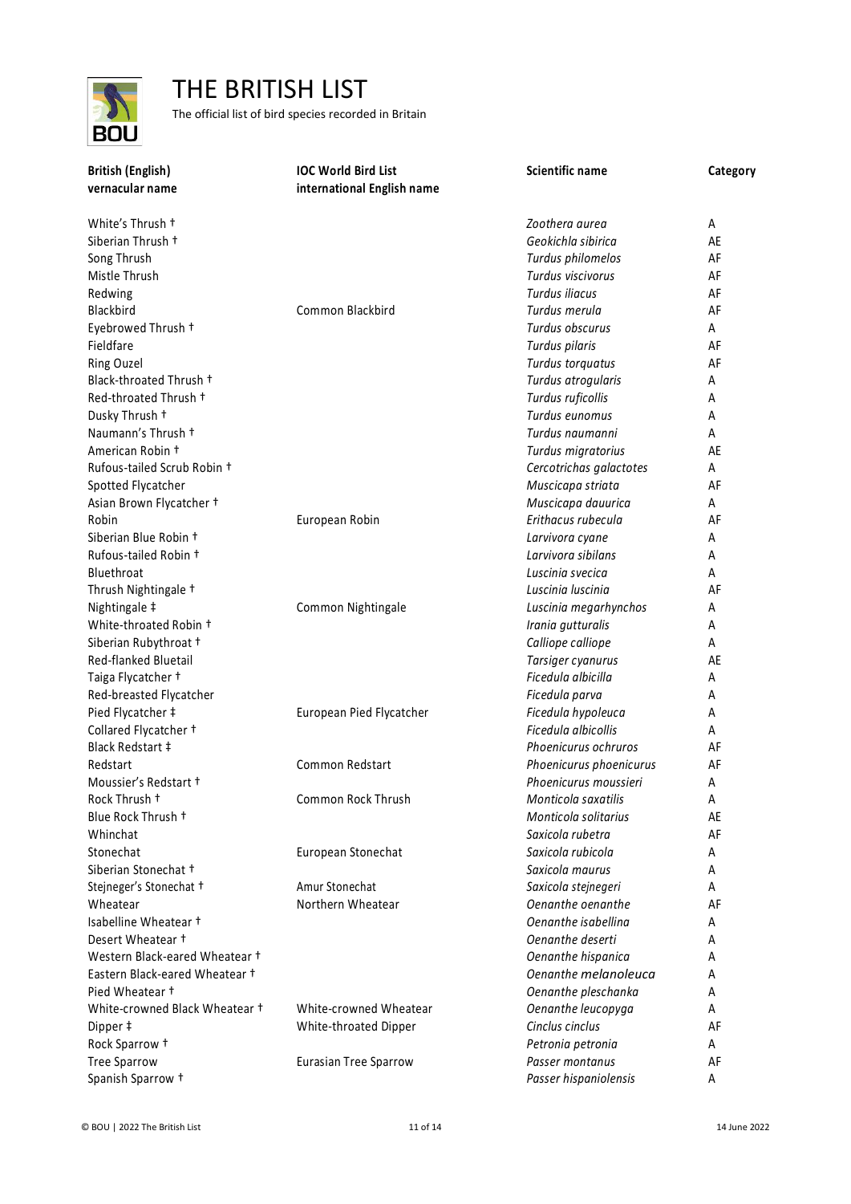# THE BRITISH LIST

The official list of bird species recorded in Britain

| British (English) vernacular name | IOC World Bird List international English name | Scientific name | Category |
|---|---|---|---|
| White's Thrush † | | *Zoothera aurea* | A |
| Siberian Thrush † | | *Geokichla sibirica* | AE |
| Song Thrush | | *Turdus philomelos* | AF |
| Mistle Thrush | | *Turdus viscivorus* | AF |
| Redwing | | *Turdus iliacus* | AF |
| Blackbird | Common Blackbird | *Turdus merula* | AF |
| Eyebrowed Thrush † | | *Turdus obscurus* | A |
| Fieldfare | | *Turdus pilaris* | AF |
| Ring Ouzel | | *Turdus torquatus* | AF |
| Black-throated Thrush † | | *Turdus atrogularis* | A |
| Red-throated Thrush † | | *Turdus ruficollis* | A |
| Dusky Thrush † | | *Turdus eunomus* | A |
| Naumann's Thrush † | | *Turdus naumanni* | A |
| American Robin † | | *Turdus migratorius* | AE |
| Rufous-tailed Scrub Robin † | | *Cercotrichas galactotes* | A |
| Spotted Flycatcher | | *Muscicapa striata* | AF |
| Asian Brown Flycatcher † | | *Muscicapa dauurica* | A |
| Robin | European Robin | *Erithacus rubecula* | AF |
| Siberian Blue Robin † | | *Larvivora cyane* | A |
| Rufous-tailed Robin † | | *Larvivora sibilans* | A |
| Bluethroat | | *Luscinia svecica* | A |
| Thrush Nightingale † | | *Luscinia luscinia* | AF |
| Nightingale ‡ | Common Nightingale | *Luscinia megarhynchos* | A |
| White-throated Robin † | | *Irania gutturalis* | A |
| Siberian Rubythroat † | | *Calliope calliope* | A |
| Red-flanked Bluetail | | *Tarsiger cyanurus* | AE |
| Taiga Flycatcher † | | *Ficedula albicilla* | A |
| Red-breasted Flycatcher | | *Ficedula parva* | A |
| Pied Flycatcher ‡ | European Pied Flycatcher | *Ficedula hypoleuca* | A |
| Collared Flycatcher † | | *Ficedula albicollis* | A |
| Black Redstart ‡ | | *Phoenicurus ochruros* | AF |
| Redstart | Common Redstart | *Phoenicurus phoenicurus* | AF |
| Moussier's Redstart † | | *Phoenicurus moussieri* | A |
| Rock Thrush † | Common Rock Thrush | *Monticola saxatilis* | A |
| Blue Rock Thrush † | | *Monticola solitarius* | AE |
| Whinchat | | *Saxicola rubetra* | AF |
| Stonechat | European Stonechat | *Saxicola rubicola* | A |
| Siberian Stonechat † | | *Saxicola maurus* | A |
| Stejneger's Stonechat † | Amur Stonechat | *Saxicola stejnegeri* | A |
| Wheatear | Northern Wheatear | *Oenanthe oenanthe* | AF |
| Isabelline Wheatear † | | *Oenanthe isabellina* | A |
| Desert Wheatear † | | *Oenanthe deserti* | A |
| Western Black-eared Wheatear † | | *Oenanthe hispanica* | A |
| Eastern Black-eared Wheatear † | | *Oenanthe melanoleuca* | A |
| Pied Wheatear † | | *Oenanthe pleschanka* | A |
| White-crowned Black Wheatear † | White-crowned Wheatear | *Oenanthe leucopyga* | A |
| Dipper ‡ | White-throated Dipper | *Cinclus cinclus* | AF |
| Rock Sparrow † | | *Petronia petronia* | A |
| Tree Sparrow | Eurasian Tree Sparrow | *Passer montanus* | AF |
| Spanish Sparrow † | | *Passer hispaniolensis* | A |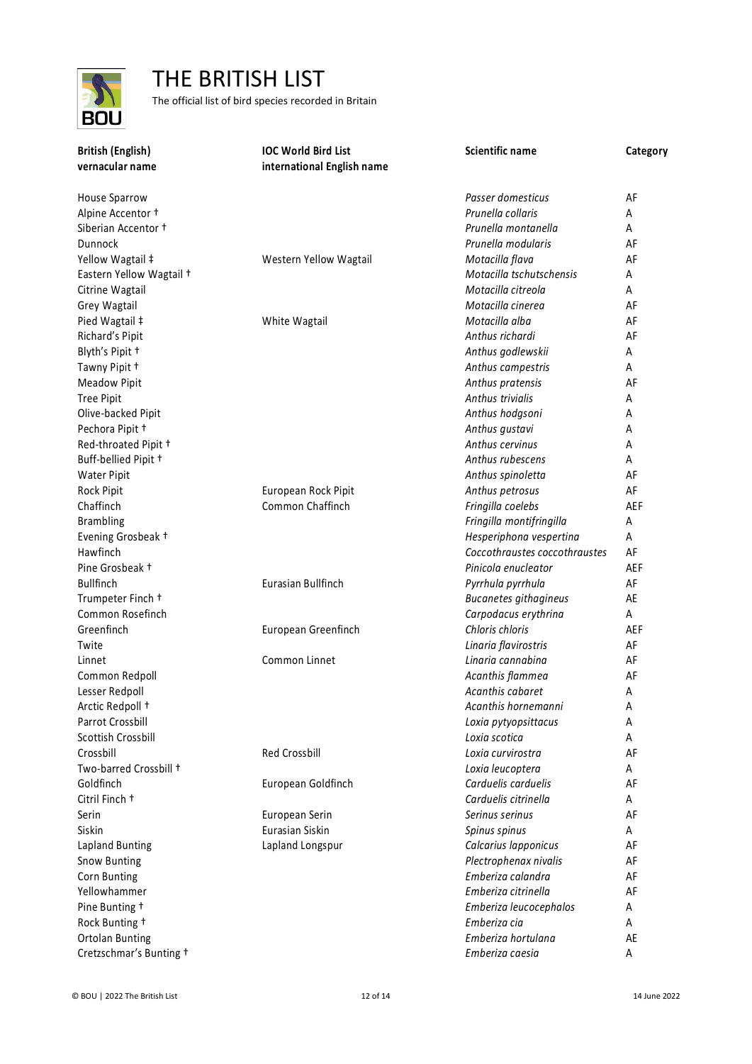# THE BRITISH LIST

The official list of bird species recorded in Britain

| British (English) vernacular name | IOC World Bird List international English name | Scientific name | Category |
|---|---|---|---|
| House Sparrow | | *Passer domesticus* | AF |
| Alpine Accentor † | | *Prunella collaris* | A |
| Siberian Accentor † | | *Prunella montanella* | A |
| Dunnock | | *Prunella modularis* | AF |
| Yellow Wagtail ‡ | Western Yellow Wagtail | *Motacilla flava* | AF |
| Eastern Yellow Wagtail † | | *Motacilla tschutschensis* | A |
| Citrine Wagtail | | *Motacilla citreola* | A |
| Grey Wagtail | | *Motacilla cinerea* | AF |
| Pied Wagtail ‡ | White Wagtail | *Motacilla alba* | AF |
| Richard's Pipit | | *Anthus richardi* | AF |
| Blyth's Pipit † | | *Anthus godlewskii* | A |
| Tawny Pipit † | | *Anthus campestris* | A |
| Meadow Pipit | | *Anthus pratensis* | AF |
| Tree Pipit | | *Anthus trivialis* | A |
| Olive-backed Pipit | | *Anthus hodgsoni* | A |
| Pechora Pipit † | | *Anthus gustavi* | A |
| Red-throated Pipit † | | *Anthus cervinus* | A |
| Buff-bellied Pipit † | | *Anthus rubescens* | A |
| Water Pipit | | *Anthus spinoletta* | AF |
| Rock Pipit | European Rock Pipit | *Anthus petrosus* | AF |
| Chaffinch | Common Chaffinch | *Fringilla coelebs* | AEF |
| Brambling | | *Fringilla montifringilla* | A |
| Evening Grosbeak † | | *Hesperiphona vespertina* | A |
| Hawfinch | | *Coccothraustes coccothraustes* | AF |
| Pine Grosbeak † | | *Pinicola enucleator* | AEF |
| Bullfinch | Eurasian Bullfinch | *Pyrrhula pyrrhula* | AF |
| Trumpeter Finch † | | *Bucanetes githagineus* | AE |
| Common Rosefinch | | *Carpodacus erythrina* | A |
| Greenfinch | European Greenfinch | *Chloris chloris* | AEF |
| Twite | | *Linaria flavirostris* | AF |
| Linnet | Common Linnet | *Linaria cannabina* | AF |
| Common Redpoll | | *Acanthis flammea* | AF |
| Lesser Redpoll | | *Acanthis cabaret* | A |
| Arctic Redpoll † | | *Acanthis hornemanni* | A |
| Parrot Crossbill | | *Loxia pytyopsittacus* | A |
| Scottish Crossbill | | *Loxia scotica* | A |
| Crossbill | Red Crossbill | *Loxia curvirostra* | AF |
| Two-barred Crossbill † | | *Loxia leucoptera* | A |
| Goldfinch | European Goldfinch | *Carduelis carduelis* | AF |
| Citril Finch † | | *Carduelis citrinella* | A |
| Serin | European Serin | *Serinus serinus* | AF |
| Siskin | Eurasian Siskin | *Spinus spinus* | A |
| Lapland Bunting | Lapland Longspur | *Calcarius lapponicus* | AF |
| Snow Bunting | | *Plectrophenax nivalis* | AF |
| Corn Bunting | | *Emberiza calandra* | AF |
| Yellowhammer | | *Emberiza citrinella* | AF |
| Pine Bunting † | | *Emberiza leucocephalos* | A |
| Rock Bunting † | | *Emberiza cia* | A |
| Ortolan Bunting | | *Emberiza hortulana* | AE |
| Cretzschmar's Bunting † | | *Emberiza caesia* | A |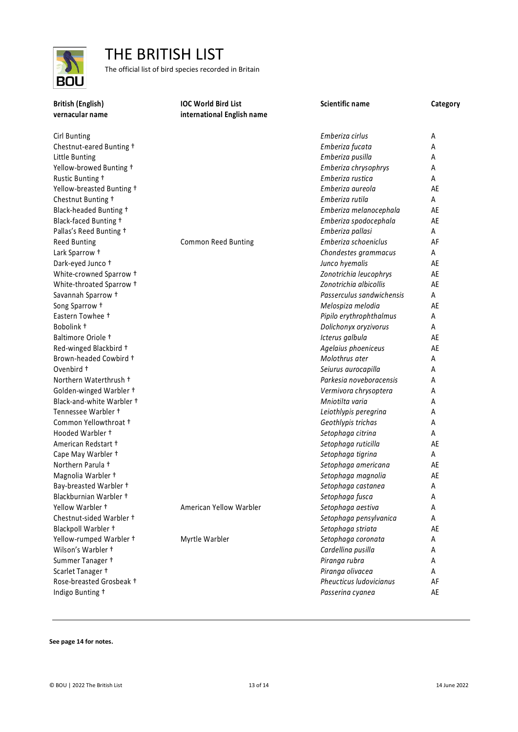# THE BRITISH LIST

The official list of bird species recorded in Britain

| British (English) vernacular name | IOC World Bird List international English name | Scientific name | Category |
|---|---|---|---|
| Cirl Bunting | | *Emberiza cirlus* | A |
| Chestnut-eared Bunting † | | *Emberiza fucata* | A |
| Little Bunting | | *Emberiza pusilla* | A |
| Yellow-browed Bunting † | | *Emberiza chrysophrys* | A |
| Rustic Bunting † | | *Emberiza rustica* | A |
| Yellow-breasted Bunting † | | *Emberiza aureola* | AE |
| Chestnut Bunting † | | *Emberiza rutila* | A |
| Black-headed Bunting † | | *Emberiza melanocephala* | AE |
| Black-faced Bunting † | | *Emberiza spodocephala* | AE |
| Pallas's Reed Bunting † | | *Emberiza pallasi* | A |
| Reed Bunting | Common Reed Bunting | *Emberiza schoeniclus* | AF |
| Lark Sparrow † | | *Chondestes grammacus* | A |
| Dark-eyed Junco † | | *Junco hyemalis* | AE |
| White-crowned Sparrow † | | *Zonotrichia leucophrys* | AE |
| White-throated Sparrow † | | *Zonotrichia albicollis* | AE |
| Savannah Sparrow † | | *Passerculus sandwichensis* | A |
| Song Sparrow † | | *Melospiza melodia* | AE |
| Eastern Towhee † | | *Pipilo erythrophthalmus* | A |
| Bobolink † | | *Dolichonyx oryzivorus* | A |
| Baltimore Oriole † | | *Icterus galbula* | AE |
| Red-winged Blackbird † | | *Agelaius phoeniceus* | AE |
| Brown-headed Cowbird † | | *Molothrus ater* | A |
| Ovenbird † | | *Seiurus aurocapilla* | A |
| Northern Waterthrush † | | *Parkesia noveboracensis* | A |
| Golden-winged Warbler † | | *Vermivora chrysoptera* | A |
| Black-and-white Warbler † | | *Mniotilta varia* | A |
| Tennessee Warbler † | | *Leiothlypis peregrina* | A |
| Common Yellowthroat † | | *Geothlypis trichas* | A |
| Hooded Warbler † | | *Setophaga citrina* | A |
| American Redstart † | | *Setophaga ruticilla* | AE |
| Cape May Warbler † | | *Setophaga tigrina* | A |
| Northern Parula † | | *Setophaga americana* | AE |
| Magnolia Warbler † | | *Setophaga magnolia* | AE |
| Bay-breasted Warbler † | | *Setophaga castanea* | A |
| Blackburnian Warbler † | | *Setophaga fusca* | A |
| Yellow Warbler † | American Yellow Warbler | *Setophaga aestiva* | A |
| Chestnut-sided Warbler † | | *Setophaga pensylvanica* | A |
| Blackpoll Warbler † | | *Setophaga striata* | AE |
| Yellow-rumped Warbler † | Myrtle Warbler | *Setophaga coronata* | A |
| Wilson's Warbler † | | *Cardellina pusilla* | A |
| Summer Tanager † | | *Piranga rubra* | A |
| Scarlet Tanager † | | *Piranga olivacea* | A |
| Rose-breasted Grosbeak † | | *Pheucticus ludovicianus* | AF |
| Indigo Bunting † | | *Passerina cyanea* | AE |

**See page 14 for notes.**

© BOU | 2022 The British List

14 June 2022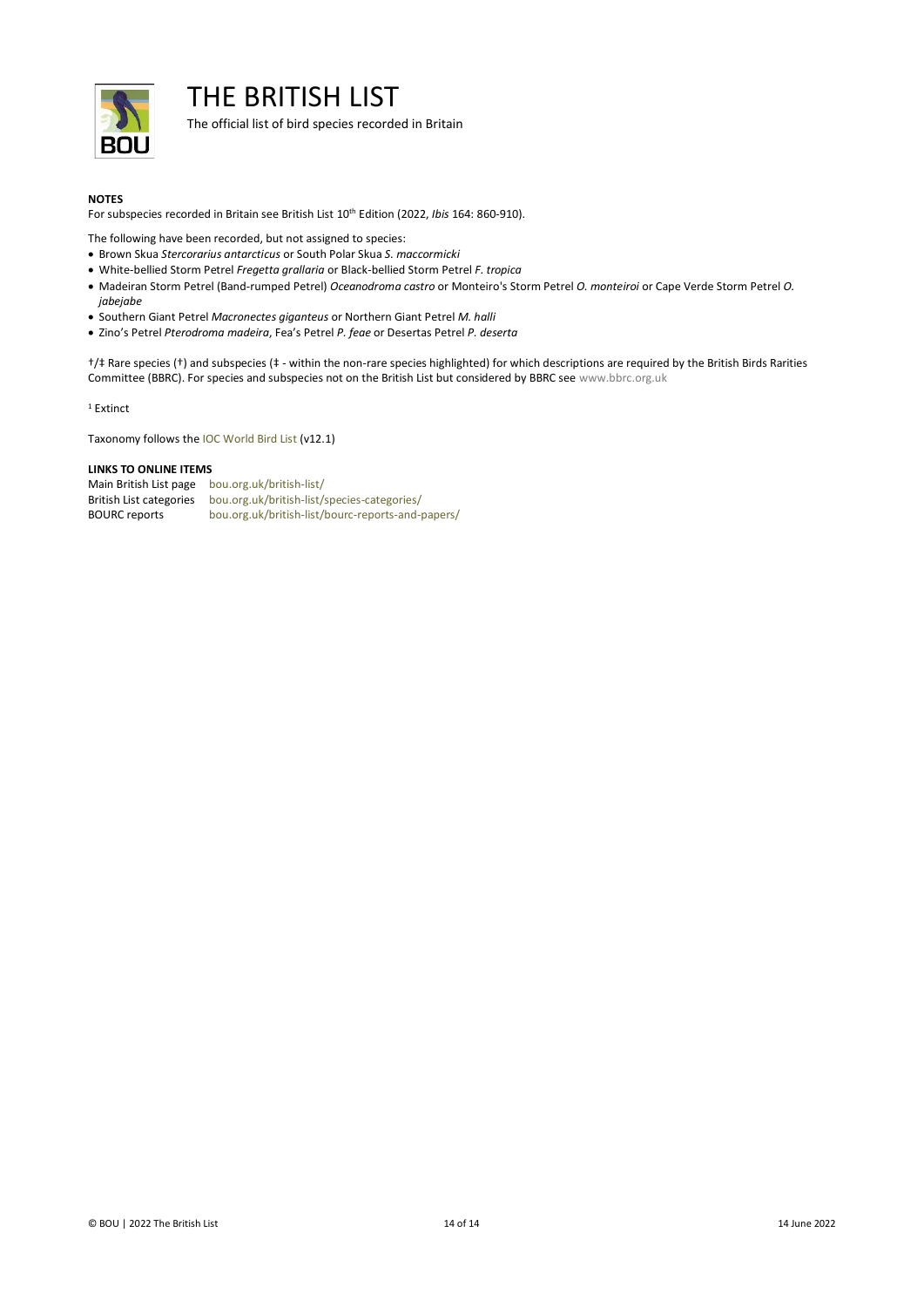# THE BRITISH LIST

The official list of bird species recorded in Britain

**NOTES**

For subspecies recorded in Britain see British List 10th Edition (2022, *Ibis* 164: 860-910).

The following have been recorded, but not assigned to species:

- Brown Skua *Stercorarius antarcticus* or South Polar Skua *S. maccormicki*
- White-bellied Storm Petrel *Fregetta grallaria* or Black-bellied Storm Petrel *F. tropica*
- Madeiran Storm Petrel (Band-rumped Petrel) *Oceanodroma castro* or Monteiro's Storm Petrel *O. monteiroi* or Cape Verde Storm Petrel *O. jabejabe*
- Southern Giant Petrel *Macronectes giganteus* or Northern Giant Petrel *M. halli*
- Zino's Petrel *Pterodroma madeira*, Fea's Petrel *P. feae* or Desertas Petrel *P. deserta*

†/‡ Rare species (†) and subspecies (‡ - within the non-rare species highlighted) for which descriptions are required by the British Birds Rarities Committee (BBRC). For species and subspecies not on the British List but considered by BBRC see www.bbrc.org.uk

[1] Extinct

Taxonomy follows the IOC World Bird List (v12.1)

**LINKS TO ONLINE ITEMS**

| | |
|---|---|
| Main British List page | bou.org.uk/british-list/ |
| British List categories | bou.org.uk/british-list/species-categories/ |
| BOURC reports | bou.org.uk/british-list/bourc-reports-and-papers/ |

© BOU | 2022 The British List

14 June 2022